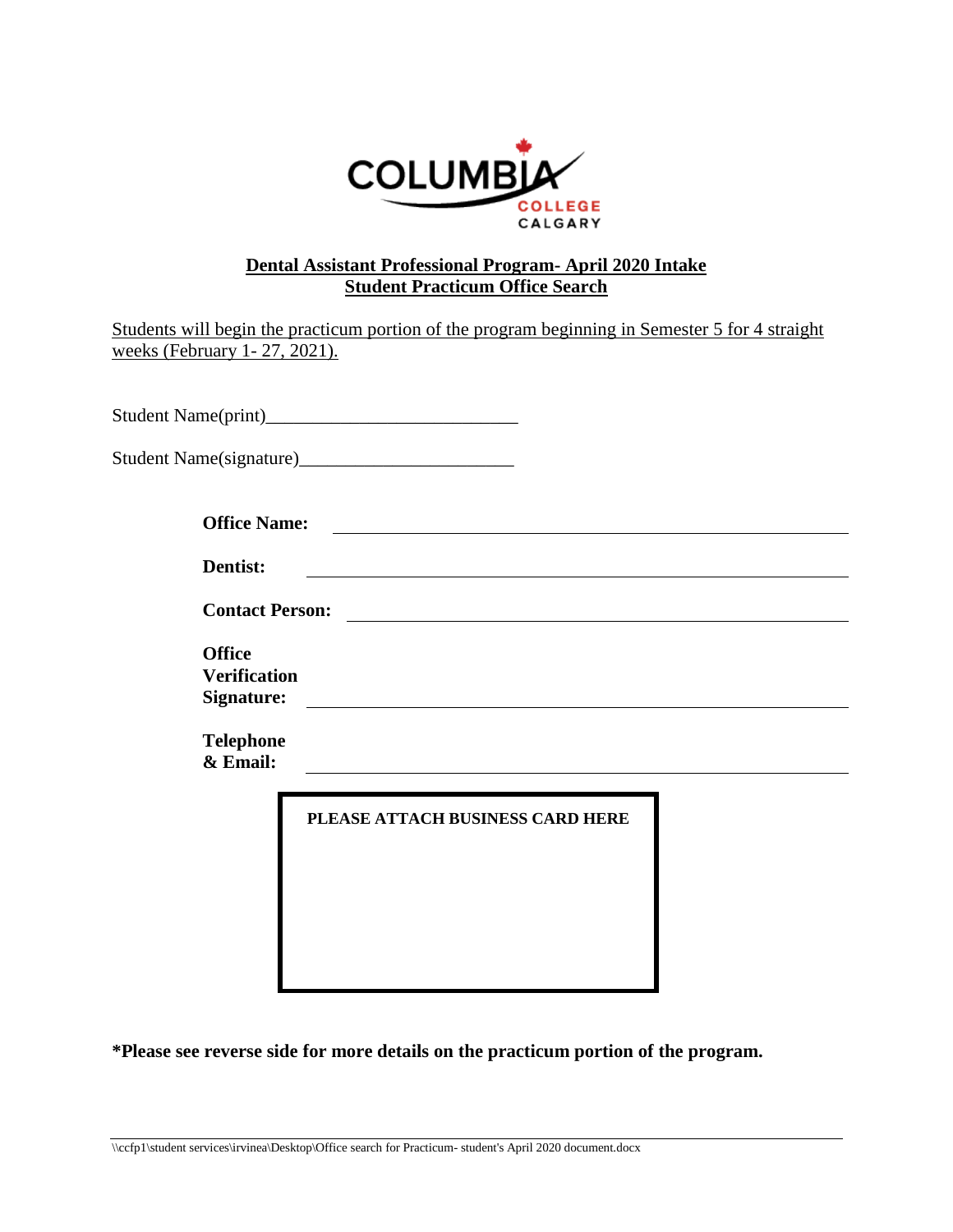COLUMBIA COLLEGE CALGARY

**Dental Assistant Professional Program- April 2020 Intake**
**Student Practicum Office Search**

Students will begin the practicum portion of the program beginning in Semester 5 for 4 straight weeks (February 1- 27, 2021).

Student Name(print)___________________________

Student Name(signature)______________________

**Office Name:** ______________________________________________

**Dentist:** ______________________________________________

**Contact Person:** ______________________________________________

**Office Verification Signature:** ______________________________________________

**Telephone & Email:** ______________________________________________

**PLEASE ATTACH BUSINESS CARD HERE**

**\*Please see reverse side for more details on the practicum portion of the program.**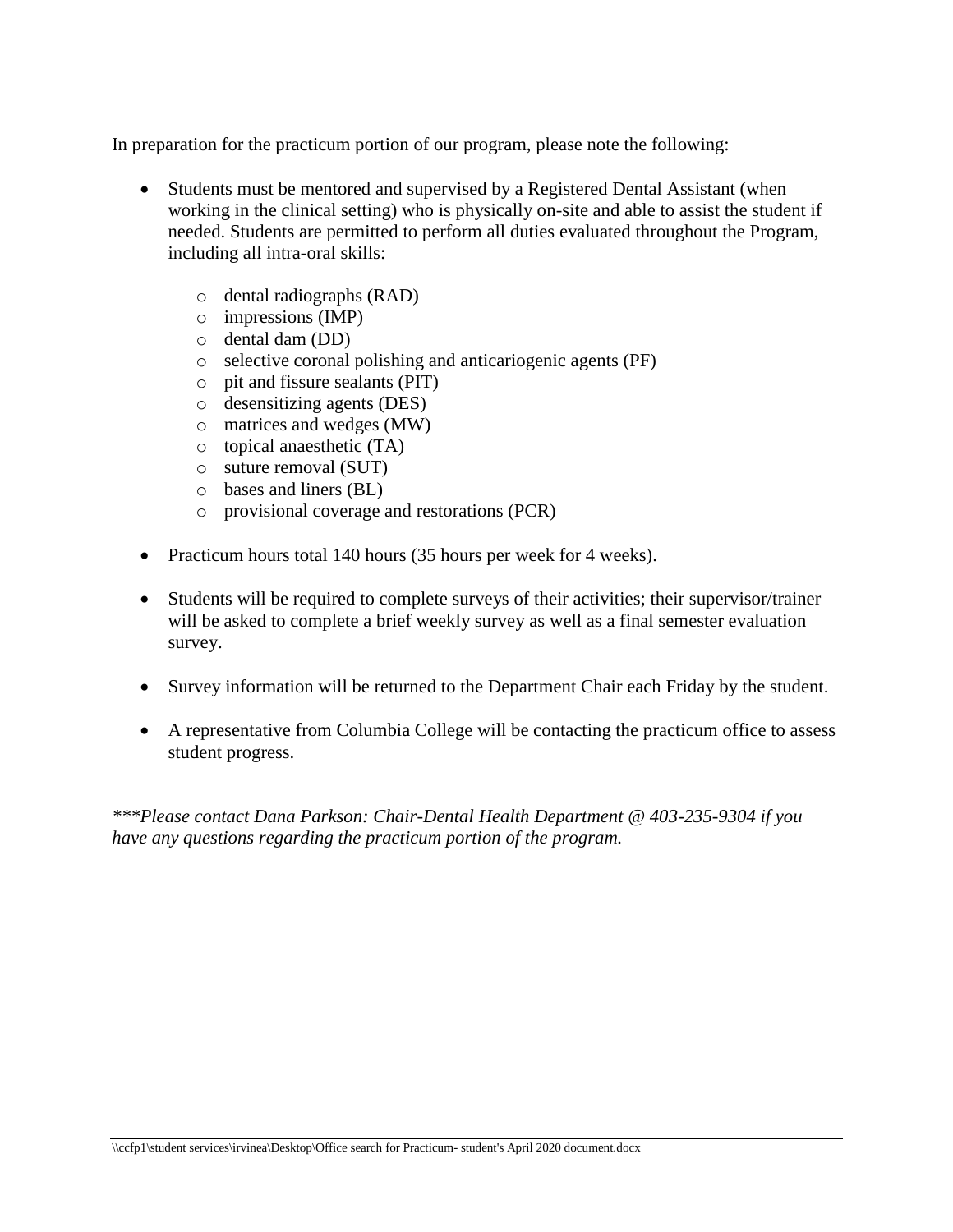In preparation for the practicum portion of our program, please note the following:

- Students must be mentored and supervised by a Registered Dental Assistant (when working in the clinical setting) who is physically on-site and able to assist the student if needed. Students are permitted to perform all duties evaluated throughout the Program, including all intra-oral skills:
    - dental radiographs (RAD)
    - impressions (IMP)
    - dental dam (DD)
    - selective coronal polishing and anticariogenic agents (PF)
    - pit and fissure sealants (PIT)
    - desensitizing agents (DES)
    - matrices and wedges (MW)
    - topical anaesthetic (TA)
    - suture removal (SUT)
    - bases and liners (BL)
    - provisional coverage and restorations (PCR)

- Practicum hours total 140 hours (35 hours per week for 4 weeks).

- Students will be required to complete surveys of their activities; their supervisor/trainer will be asked to complete a brief weekly survey as well as a final semester evaluation survey.

- Survey information will be returned to the Department Chair each Friday by the student.

- A representative from Columbia College will be contacting the practicum office to assess student progress.

*\*\*\*Please contact Dana Parkson: Chair-Dental Health Department @ 403-235-9304 if you have any questions regarding the practicum portion of the program.*

\\ccfp1\student services\irvinea\Desktop\Office search for Practicum- student's April 2020 document.docx